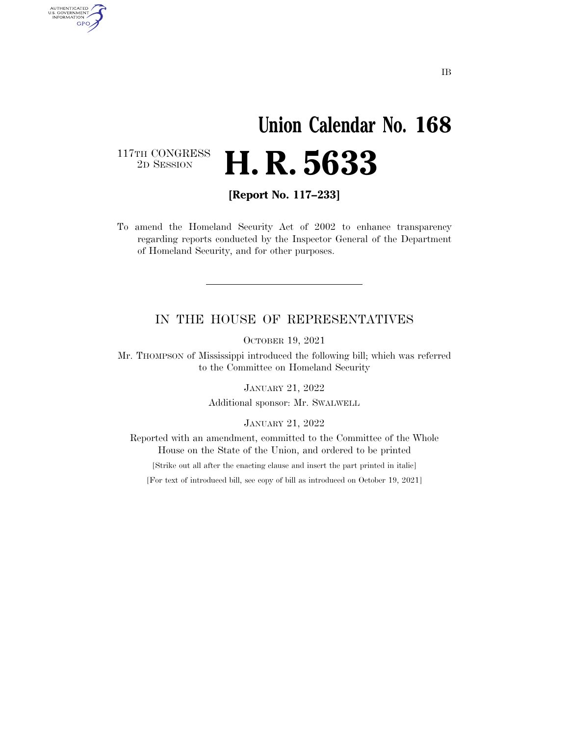IB

# Union Calendar No. 168

117TH CONGRESS
2D SESSION

# H. R. 5633

**[Report No. 117–233]**

To amend the Homeland Security Act of 2002 to enhance transparency regarding reports conducted by the Inspector General of the Department of Homeland Security, and for other purposes.

---

## IN THE HOUSE OF REPRESENTATIVES

OCTOBER 19, 2021

Mr. THOMPSON of Mississippi introduced the following bill; which was referred to the Committee on Homeland Security

JANUARY 21, 2022

Additional sponsor: Mr. SWALWELL

JANUARY 21, 2022

Reported with an amendment, committed to the Committee of the Whole House on the State of the Union, and ordered to be printed

[Strike out all after the enacting clause and insert the part printed in italic]

[For text of introduced bill, see copy of bill as introduced on October 19, 2021]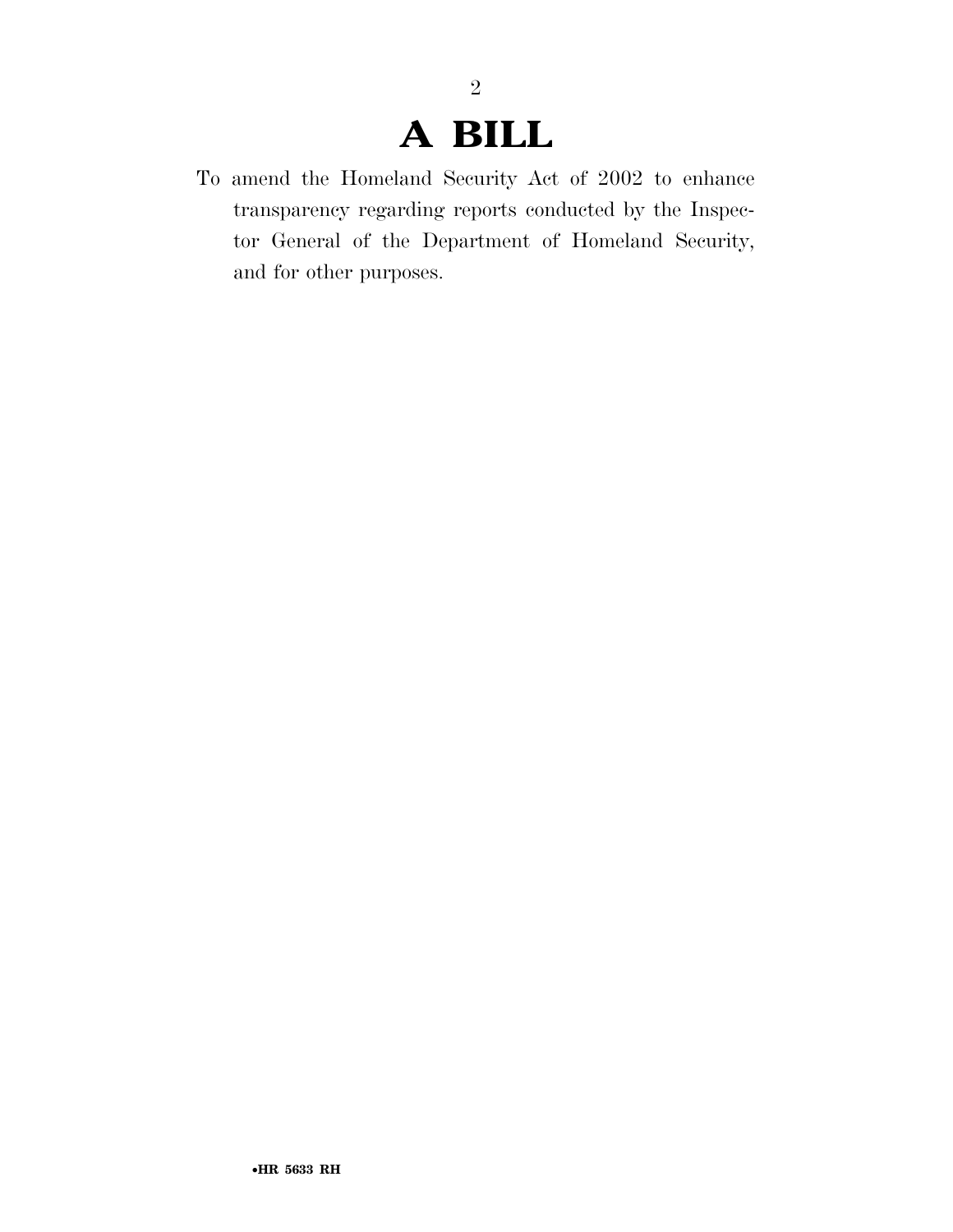# A BILL

To amend the Homeland Security Act of 2002 to enhance transparency regarding reports conducted by the Inspector General of the Department of Homeland Security, and for other purposes.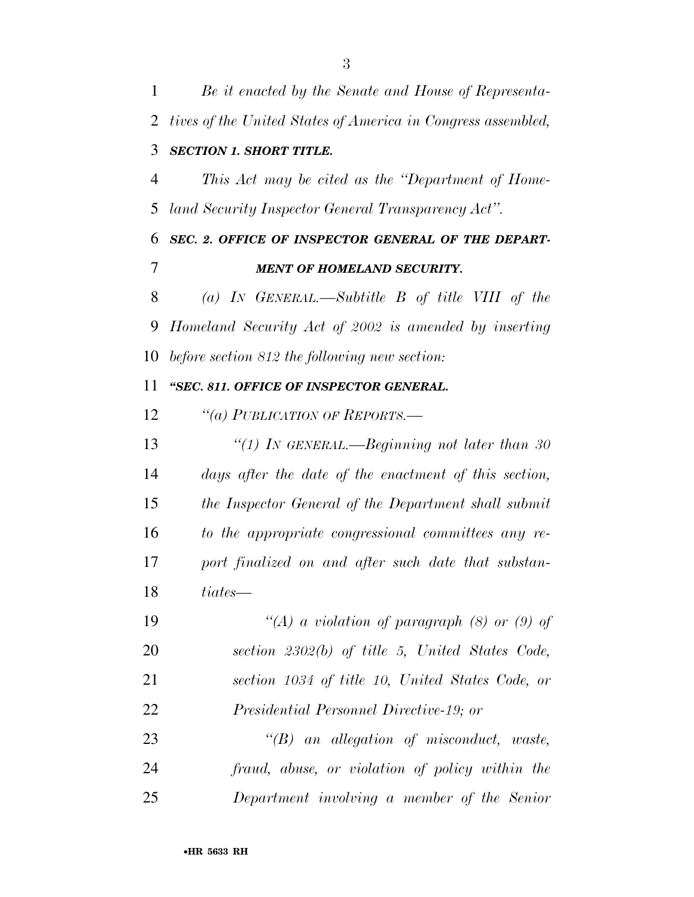*Be it enacted by the Senate and House of Representatives of the United States of America in Congress assembled,*

***SECTION 1. SHORT TITLE.***

*This Act may be cited as the "Department of Homeland Security Inspector General Transparency Act".*

***SEC. 2. OFFICE OF INSPECTOR GENERAL OF THE DEPARTMENT OF HOMELAND SECURITY.***

*(a) IN GENERAL.—Subtitle B of title VIII of the Homeland Security Act of 2002 is amended by inserting before section 812 the following new section:*

***"SEC. 811. OFFICE OF INSPECTOR GENERAL.***

*"(a) PUBLICATION OF REPORTS.—*

*"(1) IN GENERAL.—Beginning not later than 30 days after the date of the enactment of this section, the Inspector General of the Department shall submit to the appropriate congressional committees any report finalized on and after such date that substantiates—*

*"(A) a violation of paragraph (8) or (9) of section 2302(b) of title 5, United States Code, section 1034 of title 10, United States Code, or Presidential Personnel Directive-19; or*

*"(B) an allegation of misconduct, waste, fraud, abuse, or violation of policy within the Department involving a member of the Senior*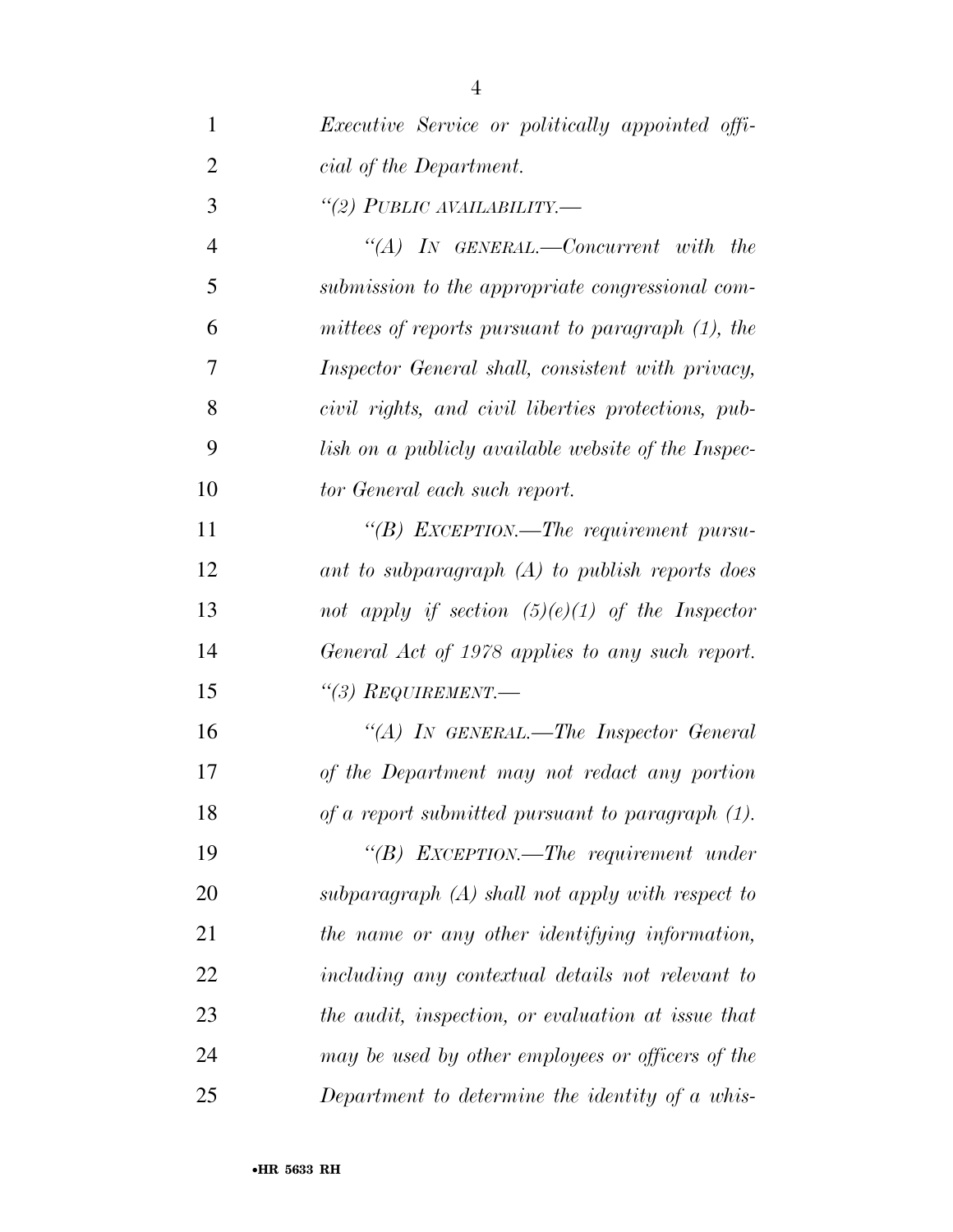*Executive Service or politically appointed official of the Department.*

*"(2) PUBLIC AVAILABILITY.—*

*"(A) IN GENERAL.—Concurrent with the submission to the appropriate congressional committees of reports pursuant to paragraph (1), the Inspector General shall, consistent with privacy, civil rights, and civil liberties protections, publish on a publicly available website of the Inspector General each such report.*

*"(B) EXCEPTION.—The requirement pursuant to subparagraph (A) to publish reports does not apply if section (5)(e)(1) of the Inspector General Act of 1978 applies to any such report.*

*"(3) REQUIREMENT.—*

*"(A) IN GENERAL.—The Inspector General of the Department may not redact any portion of a report submitted pursuant to paragraph (1).*

*"(B) EXCEPTION.—The requirement under subparagraph (A) shall not apply with respect to the name or any other identifying information, including any contextual details not relevant to the audit, inspection, or evaluation at issue that may be used by other employees or officers of the Department to determine the identity of a whis-*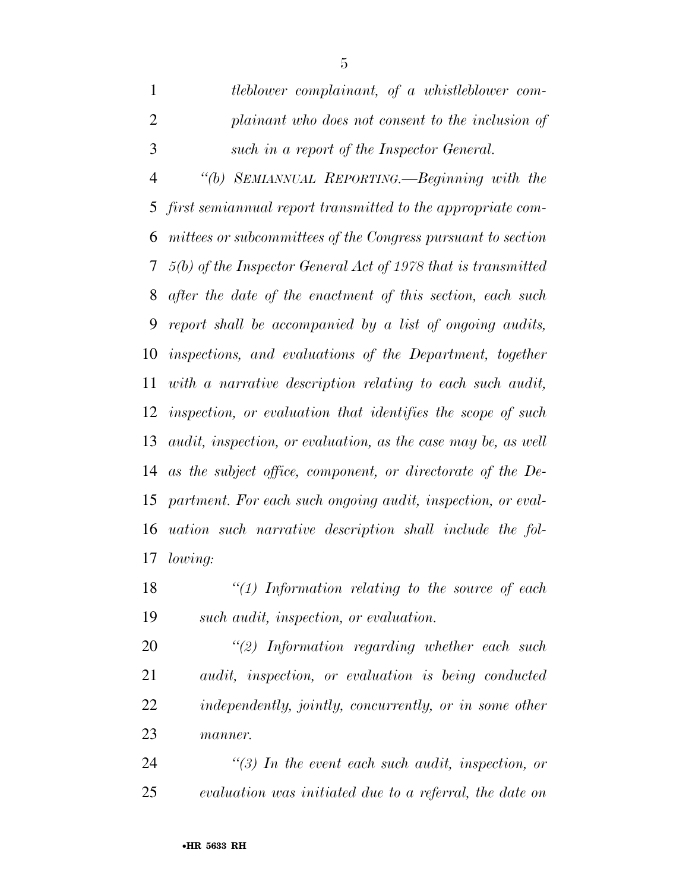*tleblower complainant, of a whistleblower complainant who does not consent to the inclusion of such in a report of the Inspector General.*

*"(b) SEMIANNUAL REPORTING.—Beginning with the first semiannual report transmitted to the appropriate committees or subcommittees of the Congress pursuant to section 5(b) of the Inspector General Act of 1978 that is transmitted after the date of the enactment of this section, each such report shall be accompanied by a list of ongoing audits, inspections, and evaluations of the Department, together with a narrative description relating to each such audit, inspection, or evaluation that identifies the scope of such audit, inspection, or evaluation, as the case may be, as well as the subject office, component, or directorate of the Department. For each such ongoing audit, inspection, or evaluation such narrative description shall include the following:*

*"(1) Information relating to the source of each such audit, inspection, or evaluation.*

*"(2) Information regarding whether each such audit, inspection, or evaluation is being conducted independently, jointly, concurrently, or in some other manner.*

*"(3) In the event each such audit, inspection, or evaluation was initiated due to a referral, the date on*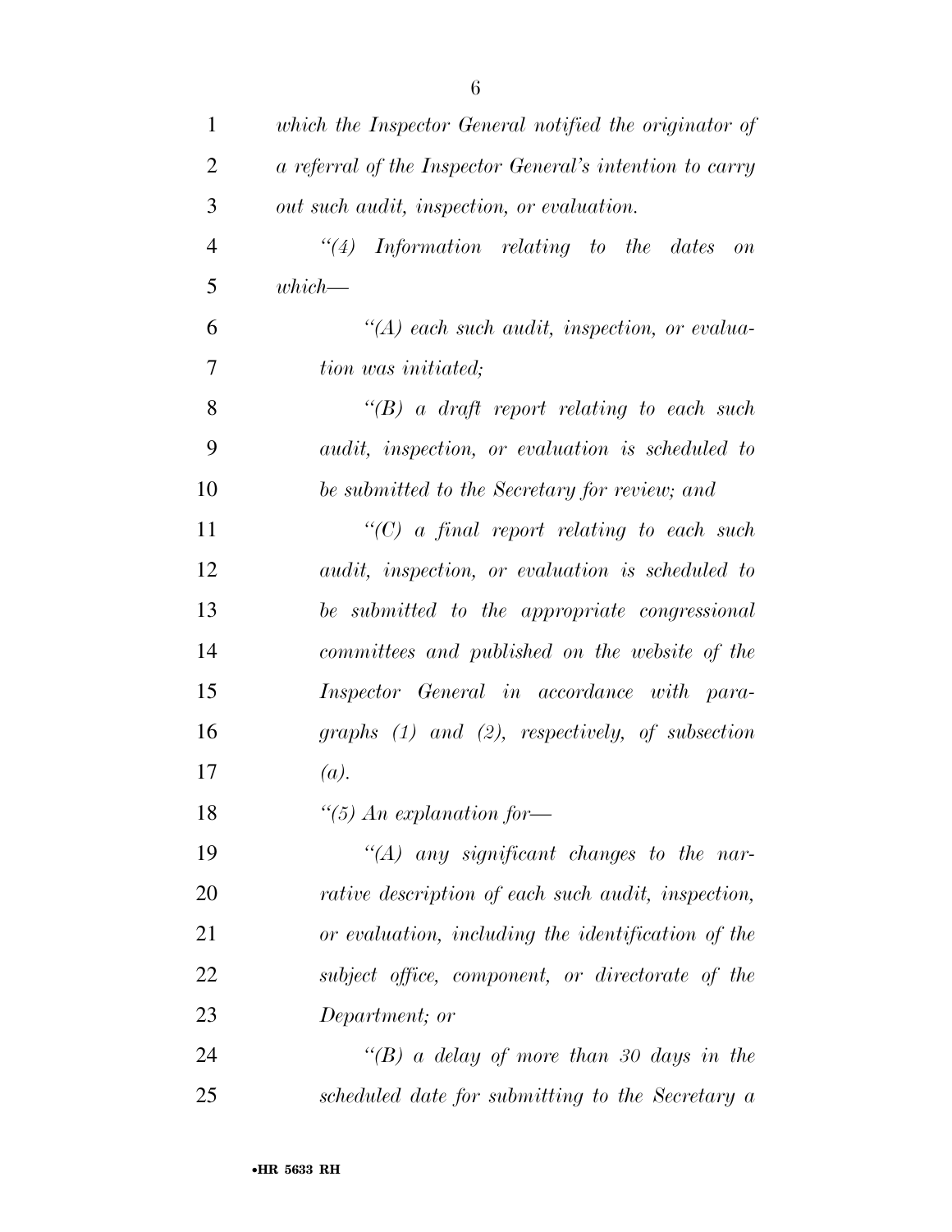*which the Inspector General notified the originator of a referral of the Inspector General's intention to carry out such audit, inspection, or evaluation.*

*"(4) Information relating to the dates on which—*

*"(A) each such audit, inspection, or evaluation was initiated;*

*"(B) a draft report relating to each such audit, inspection, or evaluation is scheduled to be submitted to the Secretary for review; and*

*"(C) a final report relating to each such audit, inspection, or evaluation is scheduled to be submitted to the appropriate congressional committees and published on the website of the Inspector General in accordance with paragraphs (1) and (2), respectively, of subsection (a).*

*"(5) An explanation for—*

*"(A) any significant changes to the narrative description of each such audit, inspection, or evaluation, including the identification of the subject office, component, or directorate of the Department; or*

*"(B) a delay of more than 30 days in the scheduled date for submitting to the Secretary a*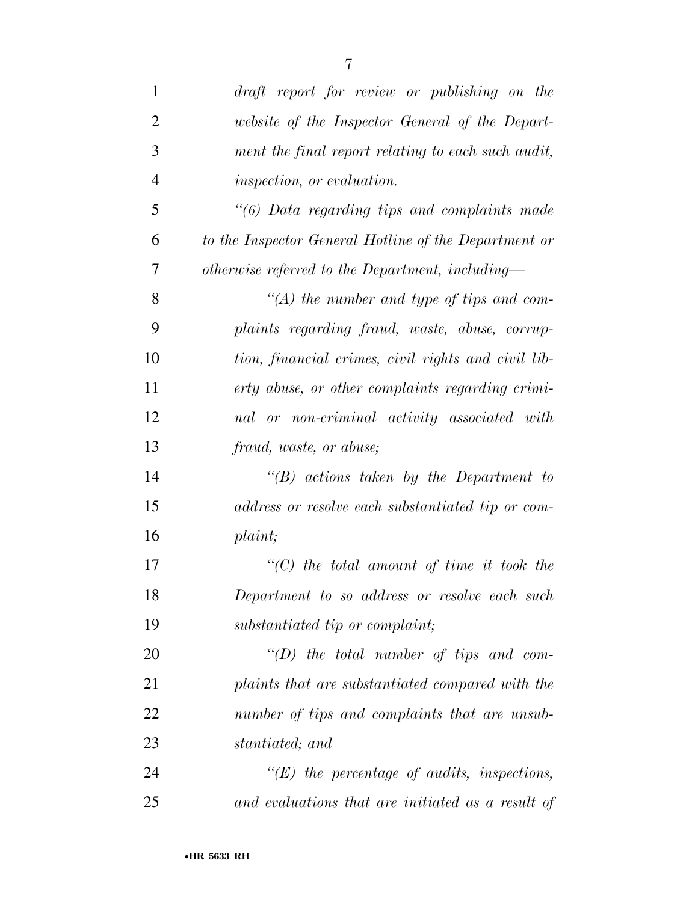*draft report for review or publishing on the website of the Inspector General of the Department the final report relating to each such audit, inspection, or evaluation.*

*"(6) Data regarding tips and complaints made to the Inspector General Hotline of the Department or otherwise referred to the Department, including—*

*"(A) the number and type of tips and complaints regarding fraud, waste, abuse, corruption, financial crimes, civil rights and civil liberty abuse, or other complaints regarding criminal or non-criminal activity associated with fraud, waste, or abuse;*

*"(B) actions taken by the Department to address or resolve each substantiated tip or complaint;*

*"(C) the total amount of time it took the Department to so address or resolve each such substantiated tip or complaint;*

*"(D) the total number of tips and complaints that are substantiated compared with the number of tips and complaints that are unsubstantiated; and*

*"(E) the percentage of audits, inspections, and evaluations that are initiated as a result of*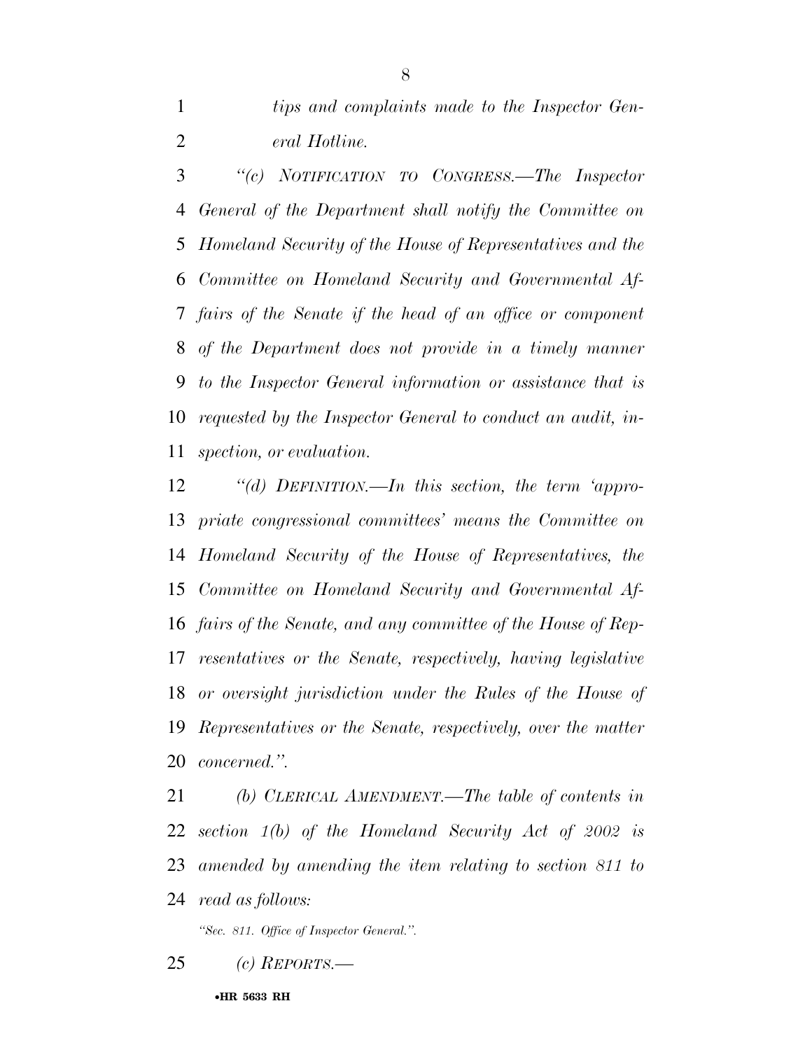*tips and complaints made to the Inspector General Hotline.*

*"(c) NOTIFICATION TO CONGRESS.—The Inspector General of the Department shall notify the Committee on Homeland Security of the House of Representatives and the Committee on Homeland Security and Governmental Affairs of the Senate if the head of an office or component of the Department does not provide in a timely manner to the Inspector General information or assistance that is requested by the Inspector General to conduct an audit, inspection, or evaluation.*

*"(d) DEFINITION.—In this section, the term 'appropriate congressional committees' means the Committee on Homeland Security of the House of Representatives, the Committee on Homeland Security and Governmental Affairs of the Senate, and any committee of the House of Representatives or the Senate, respectively, having legislative or oversight jurisdiction under the Rules of the House of Representatives or the Senate, respectively, over the matter concerned.".*

*(b) CLERICAL AMENDMENT.—The table of contents in section 1(b) of the Homeland Security Act of 2002 is amended by amending the item relating to section 811 to read as follows:*

*"Sec. 811. Office of Inspector General.".*

*(c) REPORTS.—*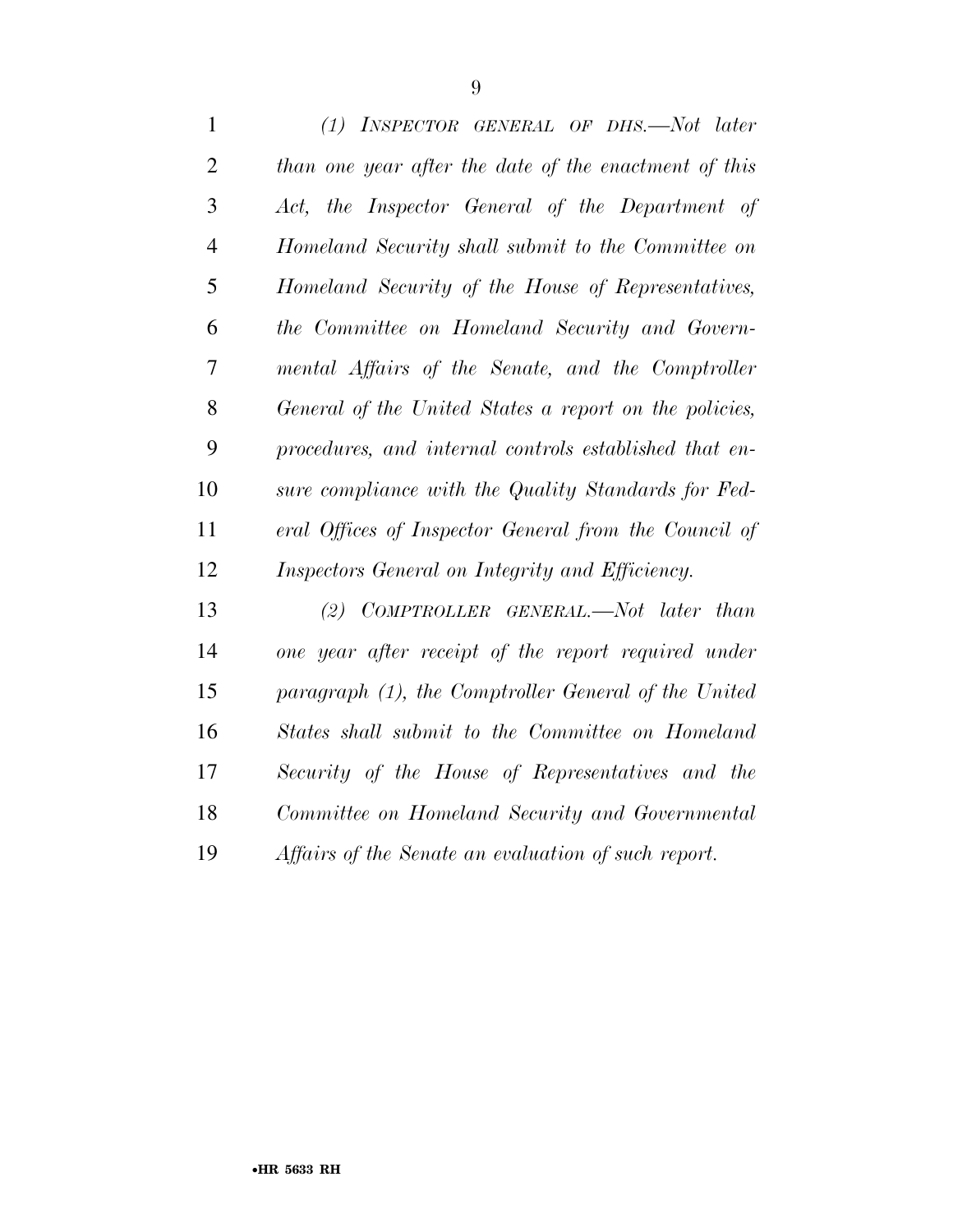*(1) INSPECTOR GENERAL OF DHS.—Not later than one year after the date of the enactment of this Act, the Inspector General of the Department of Homeland Security shall submit to the Committee on Homeland Security of the House of Representatives, the Committee on Homeland Security and Governmental Affairs of the Senate, and the Comptroller General of the United States a report on the policies, procedures, and internal controls established that ensure compliance with the Quality Standards for Federal Offices of Inspector General from the Council of Inspectors General on Integrity and Efficiency.*

*(2) COMPTROLLER GENERAL.—Not later than one year after receipt of the report required under paragraph (1), the Comptroller General of the United States shall submit to the Committee on Homeland Security of the House of Representatives and the Committee on Homeland Security and Governmental Affairs of the Senate an evaluation of such report.*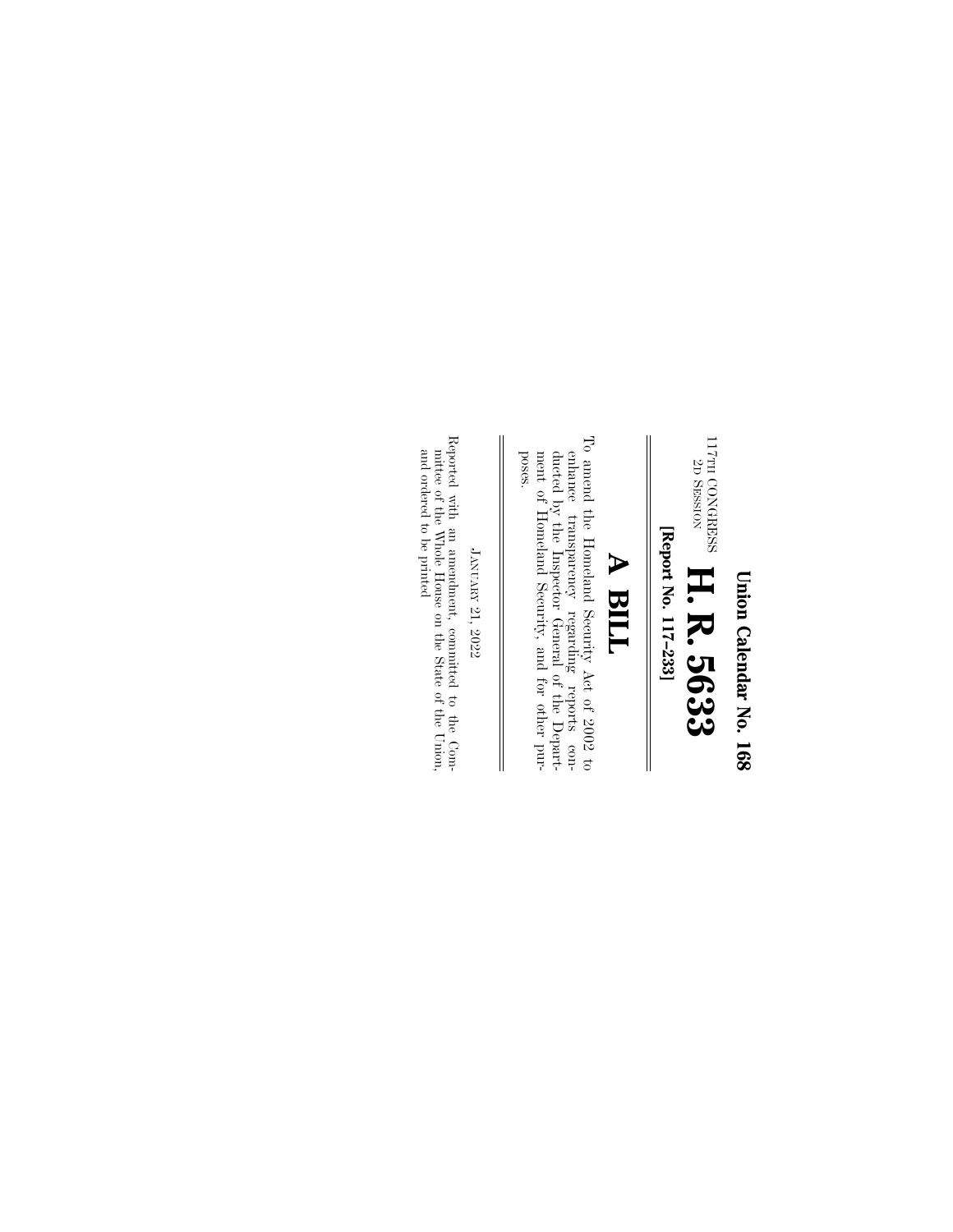Union Calendar No. 168

117TH CONGRESS
2D SESSION

# H. R. 5633

**[Report No. 117–233]**

---

# A BILL

To amend the Homeland Security Act of 2002 to enhance transparency regarding reports conducted by the Inspector General of the Department of Homeland Security, and for other purposes.

---

JANUARY 21, 2022

Reported with an amendment, committed to the Committee of the Whole House on the State of the Union, and ordered to be printed